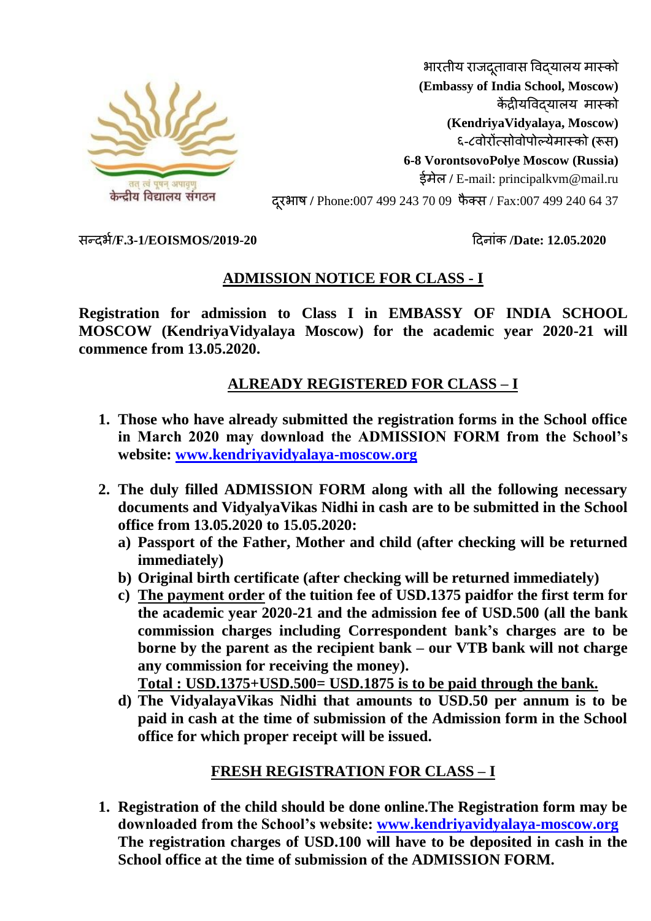भारतीय राजदूतावास विद्यालय मास्को
**(Embassy of India School, Moscow)**
केंद्रीयविद्यालय मास्को
**(KendriyaVidyalaya, Moscow)**
६-८वोरोंत्सोवोपोल्येमास्को (रूस)
**6-8 VorontsovoPolye Moscow (Russia)**
ईमेल / E-mail: principalkvm@mail.ru
दूरभाष / Phone:007 499 243 70 09 फैक्स / Fax:007 499 240 64 37

तत् त्वं पूषन् अपावृणु
केन्द्रीय विद्यालय संगठन

**सन्दर्भ/F.3-1/EOISMOS/2019-20** **दिनांक /Date: 12.05.2020**

## ADMISSION NOTICE FOR CLASS - I

**Registration for admission to Class I in EMBASSY OF INDIA SCHOOL MOSCOW (KendriyaVidyalaya Moscow) for the academic year 2020-21 will commence from 13.05.2020.**

## ALREADY REGISTERED FOR CLASS – I

1. **Those who have already submitted the registration forms in the School office in March 2020 may download the ADMISSION FORM from the School's website: [www.kendriyavidyalaya-moscow.org](http://www.kendriyavidyalaya-moscow.org)**
2. **The duly filled ADMISSION FORM along with all the following necessary documents and VidyalyaVikas Nidhi in cash are to be submitted in the School office from 13.05.2020 to 15.05.2020:**
   a) **Passport of the Father, Mother and child (after checking will be returned immediately)**
   b) **Original birth certificate (after checking will be returned immediately)**
   c) **The payment order of the tuition fee of USD.1375 paidfor the first term for the academic year 2020-21 and the admission fee of USD.500 (all the bank commission charges including Correspondent bank's charges are to be borne by the parent as the recipient bank – our VTB bank will not charge any commission for receiving the money).**
   **Total : USD.1375+USD.500= USD.1875 is to be paid through the bank.**
   d) **The VidyalayaVikas Nidhi that amounts to USD.50 per annum is to be paid in cash at the time of submission of the Admission form in the School office for which proper receipt will be issued.**

## FRESH REGISTRATION FOR CLASS – I

1. **Registration of the child should be done online.The Registration form may be downloaded from the School's website: [www.kendriyavidyalaya-moscow.org](http://www.kendriyavidyalaya-moscow.org) The registration charges of USD.100 will have to be deposited in cash in the School office at the time of submission of the ADMISSION FORM.**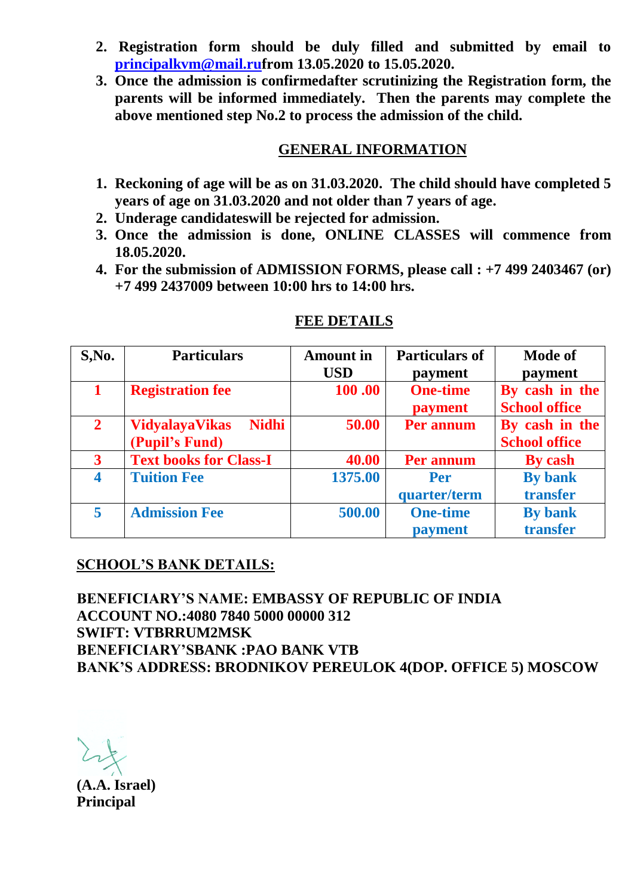2. **Registration form should be duly filled and submitted by email to [principalkvm@mail.ru](mailto:principalkvm@mail.ru)from 13.05.2020 to 15.05.2020.**
3. **Once the admission is confirmedafter scrutinizing the Registration form, the parents will be informed immediately. Then the parents may complete the above mentioned step No.2 to process the admission of the child.**

## GENERAL INFORMATION

1. **Reckoning of age will be as on 31.03.2020. The child should have completed 5 years of age on 31.03.2020 and not older than 7 years of age.**
2. **Underage candidateswill be rejected for admission.**
3. **Once the admission is done, ONLINE CLASSES will commence from 18.05.2020.**
4. **For the submission of ADMISSION FORMS, please call : +7 499 2403467 (or) +7 499 2437009 between 10:00 hrs to 14:00 hrs.**

## FEE DETAILS

| S,No. | Particulars | Amount in USD | Particulars of payment | Mode of payment |
|---|---|---|---|---|
| 1 | Registration fee | 100 .00 | One-time payment | By cash in the School office |
| 2 | VidyalayaVikas Nidhi (Pupil's Fund) | 50.00 | Per annum | By cash in the School office |
| 3 | Text books for Class-I | 40.00 | Per annum | By cash |
| 4 | Tuition Fee | 1375.00 | Per quarter/term | By bank transfer |
| 5 | Admission Fee | 500.00 | One-time payment | By bank transfer |

**SCHOOL'S BANK DETAILS:**

**BENEFICIARY'S NAME: EMBASSY OF REPUBLIC OF INDIA**
**ACCOUNT NO.:4080 7840 5000 00000 312**
**SWIFT: VTBRRUM2MSK**
**BENEFICIARY'SBANK :PAO BANK VTB**
**BANK'S ADDRESS: BRODNIKOV PEREULOK 4(DOP. OFFICE 5) MOSCOW**

**(A.A. Israel)**
**Principal**